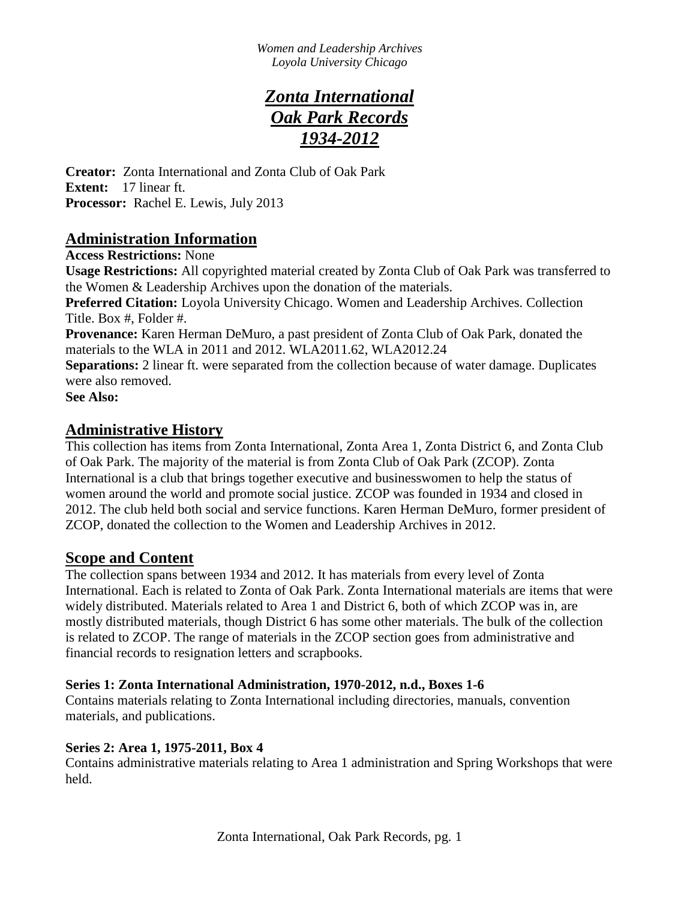*Women and Leadership Archives*
*Loyola University Chicago*

# *Zonta International Oak Park Records 1934-2012*

**Creator:** Zonta International and Zonta Club of Oak Park
**Extent:** 17 linear ft.
**Processor:** Rachel E. Lewis, July 2013

## Administration Information

**Access Restrictions:** None
**Usage Restrictions:** All copyrighted material created by Zonta Club of Oak Park was transferred to the Women & Leadership Archives upon the donation of the materials.
**Preferred Citation:** Loyola University Chicago. Women and Leadership Archives. Collection Title. Box #, Folder #.
**Provenance:** Karen Herman DeMuro, a past president of Zonta Club of Oak Park, donated the materials to the WLA in 2011 and 2012. WLA2011.62, WLA2012.24
**Separations:** 2 linear ft. were separated from the collection because of water damage. Duplicates were also removed.
**See Also:**

## Administrative History

This collection has items from Zonta International, Zonta Area 1, Zonta District 6, and Zonta Club of Oak Park. The majority of the material is from Zonta Club of Oak Park (ZCOP). Zonta International is a club that brings together executive and businesswomen to help the status of women around the world and promote social justice. ZCOP was founded in 1934 and closed in 2012. The club held both social and service functions. Karen Herman DeMuro, former president of ZCOP, donated the collection to the Women and Leadership Archives in 2012.

## Scope and Content

The collection spans between 1934 and 2012. It has materials from every level of Zonta International. Each is related to Zonta of Oak Park. Zonta International materials are items that were widely distributed. Materials related to Area 1 and District 6, both of which ZCOP was in, are mostly distributed materials, though District 6 has some other materials. The bulk of the collection is related to ZCOP. The range of materials in the ZCOP section goes from administrative and financial records to resignation letters and scrapbooks.

**Series 1: Zonta International Administration, 1970-2012, n.d., Boxes 1-6**
Contains materials relating to Zonta International including directories, manuals, convention materials, and publications.

**Series 2: Area 1, 1975-2011, Box 4**
Contains administrative materials relating to Area 1 administration and Spring Workshops that were held.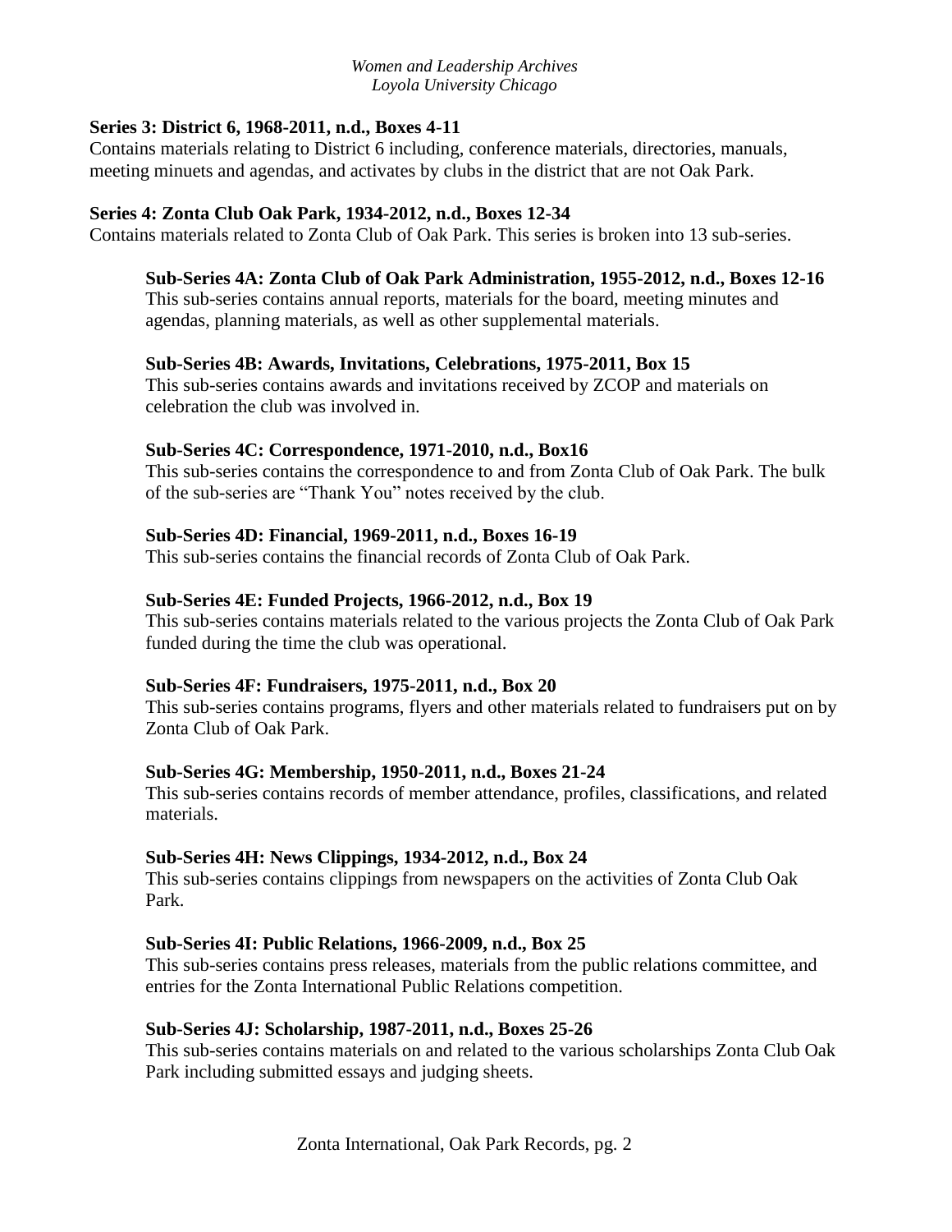**Series 3: District 6, 1968-2011, n.d., Boxes 4-11**

Contains materials relating to District 6 including, conference materials, directories, manuals, meeting minuets and agendas, and activates by clubs in the district that are not Oak Park.

**Series 4: Zonta Club Oak Park, 1934-2012, n.d., Boxes 12-34**

Contains materials related to Zonta Club of Oak Park. This series is broken into 13 sub-series.

**Sub-Series 4A: Zonta Club of Oak Park Administration, 1955-2012, n.d., Boxes 12-16**

This sub-series contains annual reports, materials for the board, meeting minutes and agendas, planning materials, as well as other supplemental materials.

**Sub-Series 4B: Awards, Invitations, Celebrations, 1975-2011, Box 15**

This sub-series contains awards and invitations received by ZCOP and materials on celebration the club was involved in.

**Sub-Series 4C: Correspondence, 1971-2010, n.d., Box16**

This sub-series contains the correspondence to and from Zonta Club of Oak Park. The bulk of the sub-series are "Thank You" notes received by the club.

**Sub-Series 4D: Financial, 1969-2011, n.d., Boxes 16-19**

This sub-series contains the financial records of Zonta Club of Oak Park.

**Sub-Series 4E: Funded Projects, 1966-2012, n.d., Box 19**

This sub-series contains materials related to the various projects the Zonta Club of Oak Park funded during the time the club was operational.

**Sub-Series 4F: Fundraisers, 1975-2011, n.d., Box 20**

This sub-series contains programs, flyers and other materials related to fundraisers put on by Zonta Club of Oak Park.

**Sub-Series 4G: Membership, 1950-2011, n.d., Boxes 21-24**

This sub-series contains records of member attendance, profiles, classifications, and related materials.

**Sub-Series 4H: News Clippings, 1934-2012, n.d., Box 24**

This sub-series contains clippings from newspapers on the activities of Zonta Club Oak Park.

**Sub-Series 4I: Public Relations, 1966-2009, n.d., Box 25**

This sub-series contains press releases, materials from the public relations committee, and entries for the Zonta International Public Relations competition.

**Sub-Series 4J: Scholarship, 1987-2011, n.d., Boxes 25-26**

This sub-series contains materials on and related to the various scholarships Zonta Club Oak Park including submitted essays and judging sheets.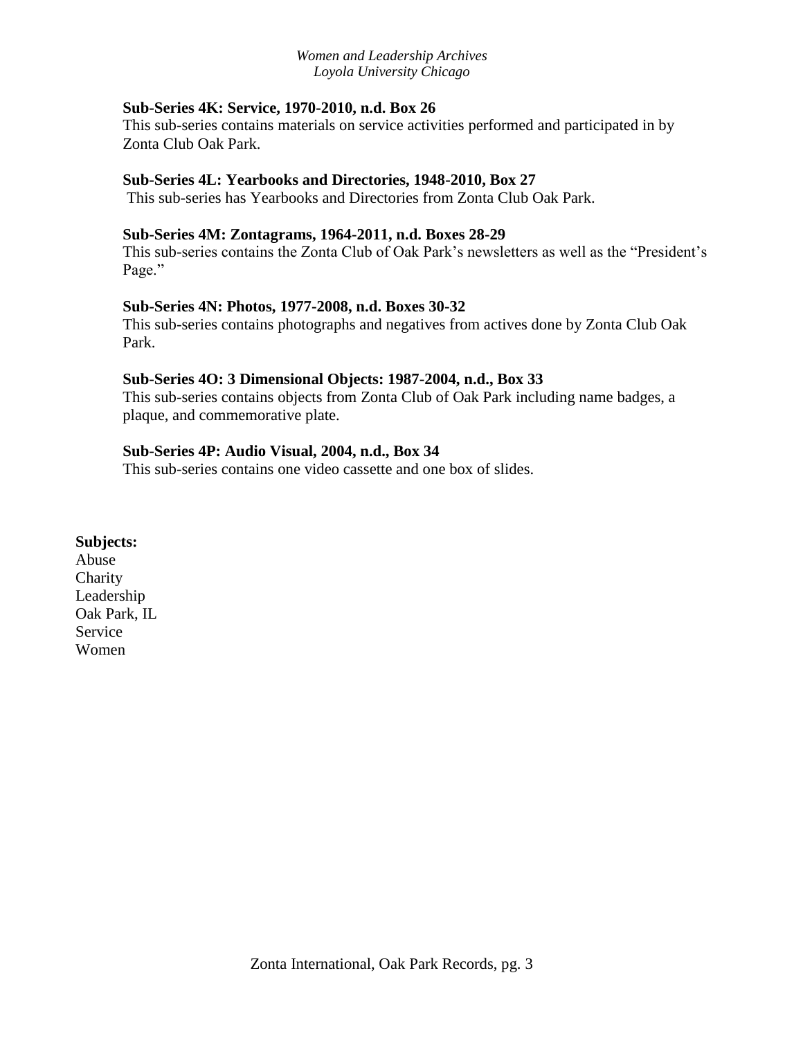**Sub-Series 4K: Service, 1970-2010, n.d. Box 26**

This sub-series contains materials on service activities performed and participated in by Zonta Club Oak Park.

**Sub-Series 4L: Yearbooks and Directories, 1948-2010, Box 27**

This sub-series has Yearbooks and Directories from Zonta Club Oak Park.

**Sub-Series 4M: Zontagrams, 1964-2011, n.d. Boxes 28-29**

This sub-series contains the Zonta Club of Oak Park's newsletters as well as the "President's Page."

**Sub-Series 4N: Photos, 1977-2008, n.d. Boxes 30-32**

This sub-series contains photographs and negatives from actives done by Zonta Club Oak Park.

**Sub-Series 4O: 3 Dimensional Objects: 1987-2004, n.d., Box 33**

This sub-series contains objects from Zonta Club of Oak Park including name badges, a plaque, and commemorative plate.

**Sub-Series 4P: Audio Visual, 2004, n.d., Box 34**

This sub-series contains one video cassette and one box of slides.

**Subjects:**

Abuse
Charity
Leadership
Oak Park, IL
Service
Women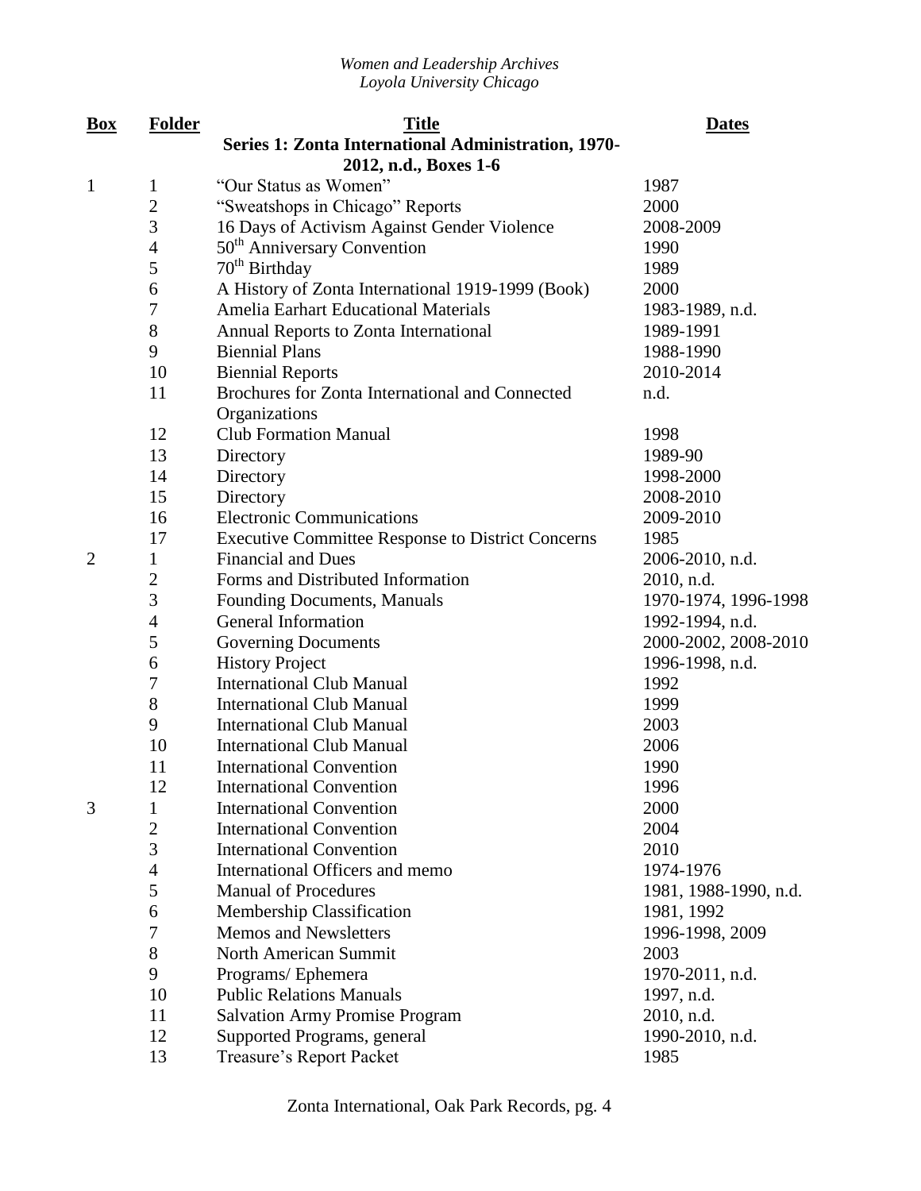| Box | Folder | Title | Dates |
|---|---|---|---|
| | | **Series 1: Zonta International Administration, 1970-2012, n.d., Boxes 1-6** | |
| 1 | 1 | "Our Status as Women" | 1987 |
| | 2 | "Sweatshops in Chicago" Reports | 2000 |
| | 3 | 16 Days of Activism Against Gender Violence | 2008-2009 |
| | 4 | 50th Anniversary Convention | 1990 |
| | 5 | 70th Birthday | 1989 |
| | 6 | A History of Zonta International 1919-1999 (Book) | 2000 |
| | 7 | Amelia Earhart Educational Materials | 1983-1989, n.d. |
| | 8 | Annual Reports to Zonta International | 1989-1991 |
| | 9 | Biennial Plans | 1988-1990 |
| | 10 | Biennial Reports | 2010-2014 |
| | 11 | Brochures for Zonta International and Connected Organizations | n.d. |
| | 12 | Club Formation Manual | 1998 |
| | 13 | Directory | 1989-90 |
| | 14 | Directory | 1998-2000 |
| | 15 | Directory | 2008-2010 |
| | 16 | Electronic Communications | 2009-2010 |
| | 17 | Executive Committee Response to District Concerns | 1985 |
| 2 | 1 | Financial and Dues | 2006-2010, n.d. |
| | 2 | Forms and Distributed Information | 2010, n.d. |
| | 3 | Founding Documents, Manuals | 1970-1974, 1996-1998 |
| | 4 | General Information | 1992-1994, n.d. |
| | 5 | Governing Documents | 2000-2002, 2008-2010 |
| | 6 | History Project | 1996-1998, n.d. |
| | 7 | International Club Manual | 1992 |
| | 8 | International Club Manual | 1999 |
| | 9 | International Club Manual | 2003 |
| | 10 | International Club Manual | 2006 |
| | 11 | International Convention | 1990 |
| | 12 | International Convention | 1996 |
| 3 | 1 | International Convention | 2000 |
| | 2 | International Convention | 2004 |
| | 3 | International Convention | 2010 |
| | 4 | International Officers and memo | 1974-1976 |
| | 5 | Manual of Procedures | 1981, 1988-1990, n.d. |
| | 6 | Membership Classification | 1981, 1992 |
| | 7 | Memos and Newsletters | 1996-1998, 2009 |
| | 8 | North American Summit | 2003 |
| | 9 | Programs/ Ephemera | 1970-2011, n.d. |
| | 10 | Public Relations Manuals | 1997, n.d. |
| | 11 | Salvation Army Promise Program | 2010, n.d. |
| | 12 | Supported Programs, general | 1990-2010, n.d. |
| | 13 | Treasure's Report Packet | 1985 |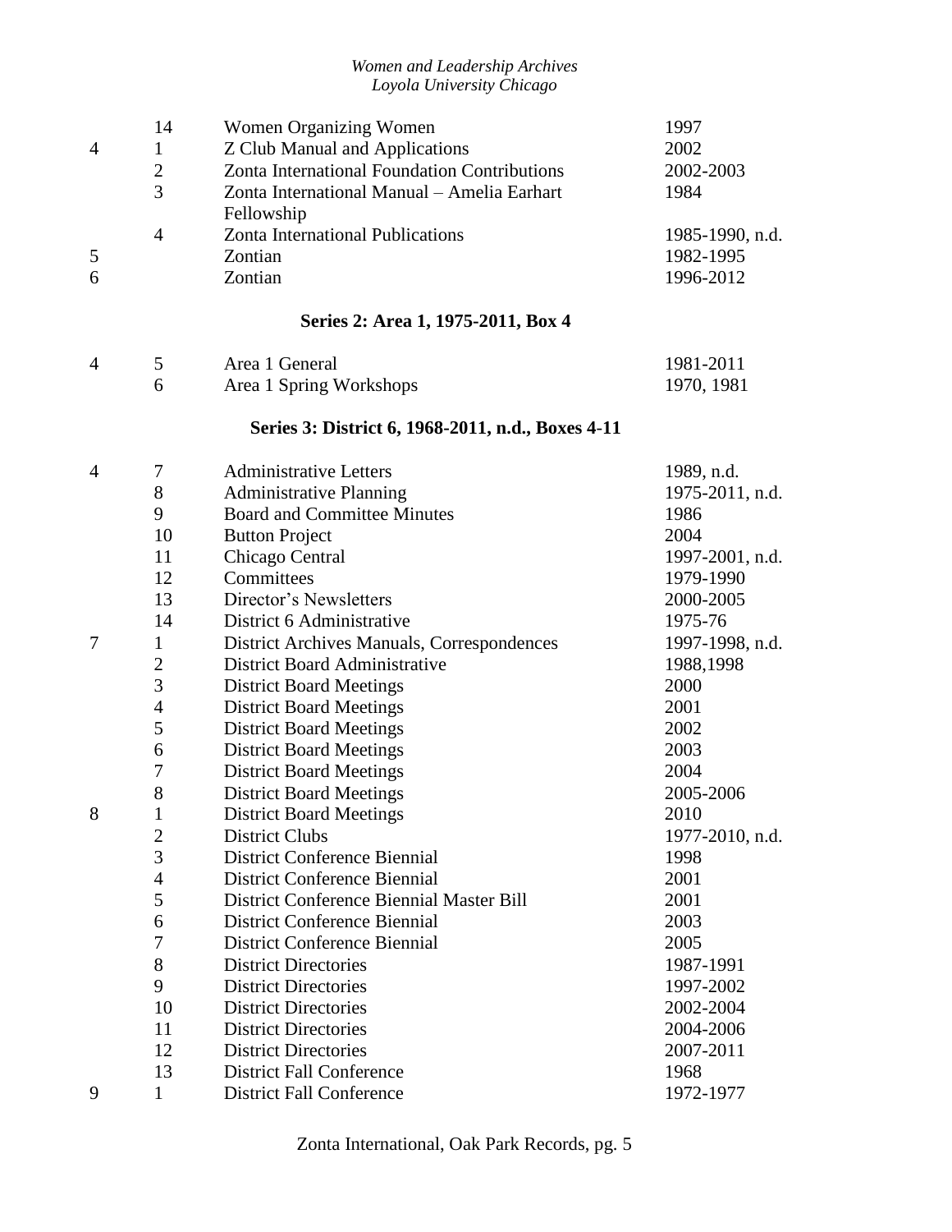| Box | Folder | Title | Date |
|---|---|---|---|
| | 14 | Women Organizing Women | 1997 |
| 4 | 1 | Z Club Manual and Applications | 2002 |
| | 2 | Zonta International Foundation Contributions | 2002-2003 |
| | 3 | Zonta International Manual – Amelia Earhart Fellowship | 1984 |
| | 4 | Zonta International Publications | 1985-1990, n.d. |
| 5 | | Zontian | 1982-1995 |
| 6 | | Zontian | 1996-2012 |

## Series 2: Area 1, 1975-2011, Box 4

| Box | Folder | Title | Date |
|---|---|---|---|
| 4 | 5 | Area 1 General | 1981-2011 |
| | 6 | Area 1 Spring Workshops | 1970, 1981 |

## Series 3: District 6, 1968-2011, n.d., Boxes 4-11

| Box | Folder | Title | Date |
|---|---|---|---|
| 4 | 7 | Administrative Letters | 1989, n.d. |
| | 8 | Administrative Planning | 1975-2011, n.d. |
| | 9 | Board and Committee Minutes | 1986 |
| | 10 | Button Project | 2004 |
| | 11 | Chicago Central | 1997-2001, n.d. |
| | 12 | Committees | 1979-1990 |
| | 13 | Director's Newsletters | 2000-2005 |
| | 14 | District 6 Administrative | 1975-76 |
| 7 | 1 | District Archives Manuals, Correspondences | 1997-1998, n.d. |
| | 2 | District Board Administrative | 1988,1998 |
| | 3 | District Board Meetings | 2000 |
| | 4 | District Board Meetings | 2001 |
| | 5 | District Board Meetings | 2002 |
| | 6 | District Board Meetings | 2003 |
| | 7 | District Board Meetings | 2004 |
| | 8 | District Board Meetings | 2005-2006 |
| 8 | 1 | District Board Meetings | 2010 |
| | 2 | District Clubs | 1977-2010, n.d. |
| | 3 | District Conference Biennial | 1998 |
| | 4 | District Conference Biennial | 2001 |
| | 5 | District Conference Biennial Master Bill | 2001 |
| | 6 | District Conference Biennial | 2003 |
| | 7 | District Conference Biennial | 2005 |
| | 8 | District Directories | 1987-1991 |
| | 9 | District Directories | 1997-2002 |
| | 10 | District Directories | 2002-2004 |
| | 11 | District Directories | 2004-2006 |
| | 12 | District Directories | 2007-2011 |
| | 13 | District Fall Conference | 1968 |
| 9 | 1 | District Fall Conference | 1972-1977 |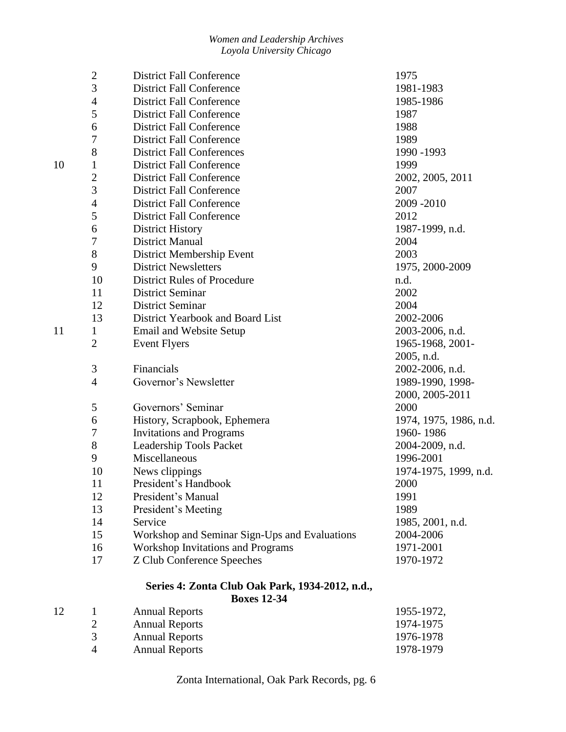| Box | Folder | Title | Date |
|---|---|---|---|
| | 2 | District Fall Conference | 1975 |
| | 3 | District Fall Conference | 1981-1983 |
| | 4 | District Fall Conference | 1985-1986 |
| | 5 | District Fall Conference | 1987 |
| | 6 | District Fall Conference | 1988 |
| | 7 | District Fall Conference | 1989 |
| | 8 | District Fall Conferences | 1990 -1993 |
| 10 | 1 | District Fall Conference | 1999 |
| | 2 | District Fall Conference | 2002, 2005, 2011 |
| | 3 | District Fall Conference | 2007 |
| | 4 | District Fall Conference | 2009 -2010 |
| | 5 | District Fall Conference | 2012 |
| | 6 | District History | 1987-1999, n.d. |
| | 7 | District Manual | 2004 |
| | 8 | District Membership Event | 2003 |
| | 9 | District Newsletters | 1975, 2000-2009 |
| | 10 | District Rules of Procedure | n.d. |
| | 11 | District Seminar | 2002 |
| | 12 | District Seminar | 2004 |
| | 13 | District Yearbook and Board List | 2002-2006 |
| 11 | 1 | Email and Website Setup | 2003-2006, n.d. |
| | 2 | Event Flyers | 1965-1968, 2001-2005, n.d. |
| | 3 | Financials | 2002-2006, n.d. |
| | 4 | Governor's Newsletter | 1989-1990, 1998-2000, 2005-2011 |
| | 5 | Governors' Seminar | 2000 |
| | 6 | History, Scrapbook, Ephemera | 1974, 1975, 1986, n.d. |
| | 7 | Invitations and Programs | 1960- 1986 |
| | 8 | Leadership Tools Packet | 2004-2009, n.d. |
| | 9 | Miscellaneous | 1996-2001 |
| | 10 | News clippings | 1974-1975, 1999, n.d. |
| | 11 | President's Handbook | 2000 |
| | 12 | President's Manual | 1991 |
| | 13 | President's Meeting | 1989 |
| | 14 | Service | 1985, 2001, n.d. |
| | 15 | Workshop and Seminar Sign-Ups and Evaluations | 2004-2006 |
| | 16 | Workshop Invitations and Programs | 1971-2001 |
| | 17 | Z Club Conference Speeches | 1970-1972 |

**Series 4: Zonta Club Oak Park, 1934-2012, n.d., Boxes 12-34**

| Box | Folder | Title | Date |
|---|---|---|---|
| 12 | 1 | Annual Reports | 1955-1972, |
| | 2 | Annual Reports | 1974-1975 |
| | 3 | Annual Reports | 1976-1978 |
| | 4 | Annual Reports | 1978-1979 |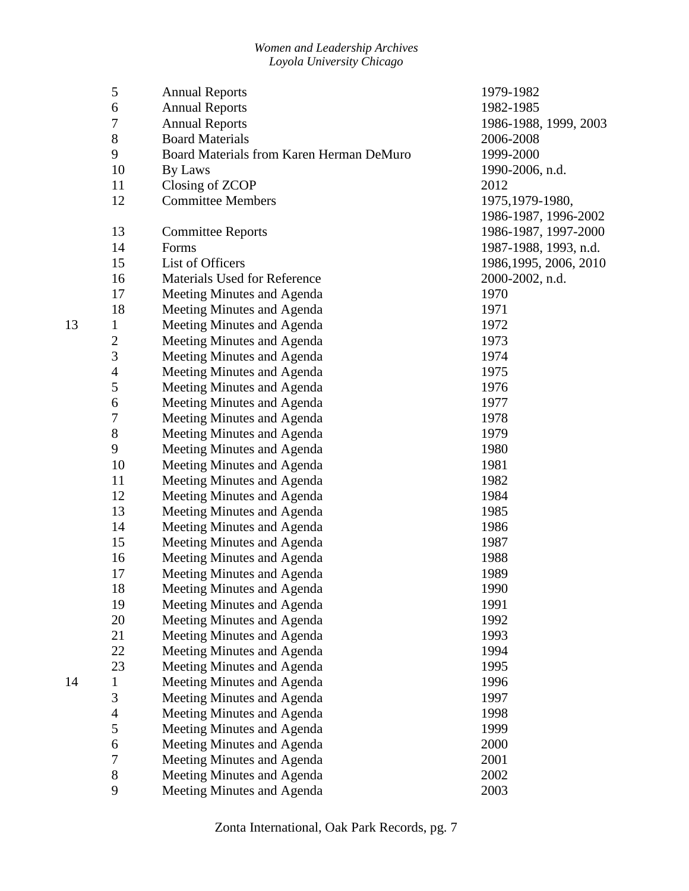| Box | Folder | Title | Date |
|---|---|---|---|
| | 5 | Annual Reports | 1979-1982 |
| | 6 | Annual Reports | 1982-1985 |
| | 7 | Annual Reports | 1986-1988, 1999, 2003 |
| | 8 | Board Materials | 2006-2008 |
| | 9 | Board Materials from Karen Herman DeMuro | 1999-2000 |
| | 10 | By Laws | 1990-2006, n.d. |
| | 11 | Closing of ZCOP | 2012 |
| | 12 | Committee Members | 1975,1979-1980, 1986-1987, 1996-2002 |
| | 13 | Committee Reports | 1986-1987, 1997-2000 |
| | 14 | Forms | 1987-1988, 1993, n.d. |
| | 15 | List of Officers | 1986,1995, 2006, 2010 |
| | 16 | Materials Used for Reference | 2000-2002, n.d. |
| | 17 | Meeting Minutes and Agenda | 1970 |
| | 18 | Meeting Minutes and Agenda | 1971 |
| 13 | 1 | Meeting Minutes and Agenda | 1972 |
| | 2 | Meeting Minutes and Agenda | 1973 |
| | 3 | Meeting Minutes and Agenda | 1974 |
| | 4 | Meeting Minutes and Agenda | 1975 |
| | 5 | Meeting Minutes and Agenda | 1976 |
| | 6 | Meeting Minutes and Agenda | 1977 |
| | 7 | Meeting Minutes and Agenda | 1978 |
| | 8 | Meeting Minutes and Agenda | 1979 |
| | 9 | Meeting Minutes and Agenda | 1980 |
| | 10 | Meeting Minutes and Agenda | 1981 |
| | 11 | Meeting Minutes and Agenda | 1982 |
| | 12 | Meeting Minutes and Agenda | 1984 |
| | 13 | Meeting Minutes and Agenda | 1985 |
| | 14 | Meeting Minutes and Agenda | 1986 |
| | 15 | Meeting Minutes and Agenda | 1987 |
| | 16 | Meeting Minutes and Agenda | 1988 |
| | 17 | Meeting Minutes and Agenda | 1989 |
| | 18 | Meeting Minutes and Agenda | 1990 |
| | 19 | Meeting Minutes and Agenda | 1991 |
| | 20 | Meeting Minutes and Agenda | 1992 |
| | 21 | Meeting Minutes and Agenda | 1993 |
| | 22 | Meeting Minutes and Agenda | 1994 |
| | 23 | Meeting Minutes and Agenda | 1995 |
| 14 | 1 | Meeting Minutes and Agenda | 1996 |
| | 3 | Meeting Minutes and Agenda | 1997 |
| | 4 | Meeting Minutes and Agenda | 1998 |
| | 5 | Meeting Minutes and Agenda | 1999 |
| | 6 | Meeting Minutes and Agenda | 2000 |
| | 7 | Meeting Minutes and Agenda | 2001 |
| | 8 | Meeting Minutes and Agenda | 2002 |
| | 9 | Meeting Minutes and Agenda | 2003 |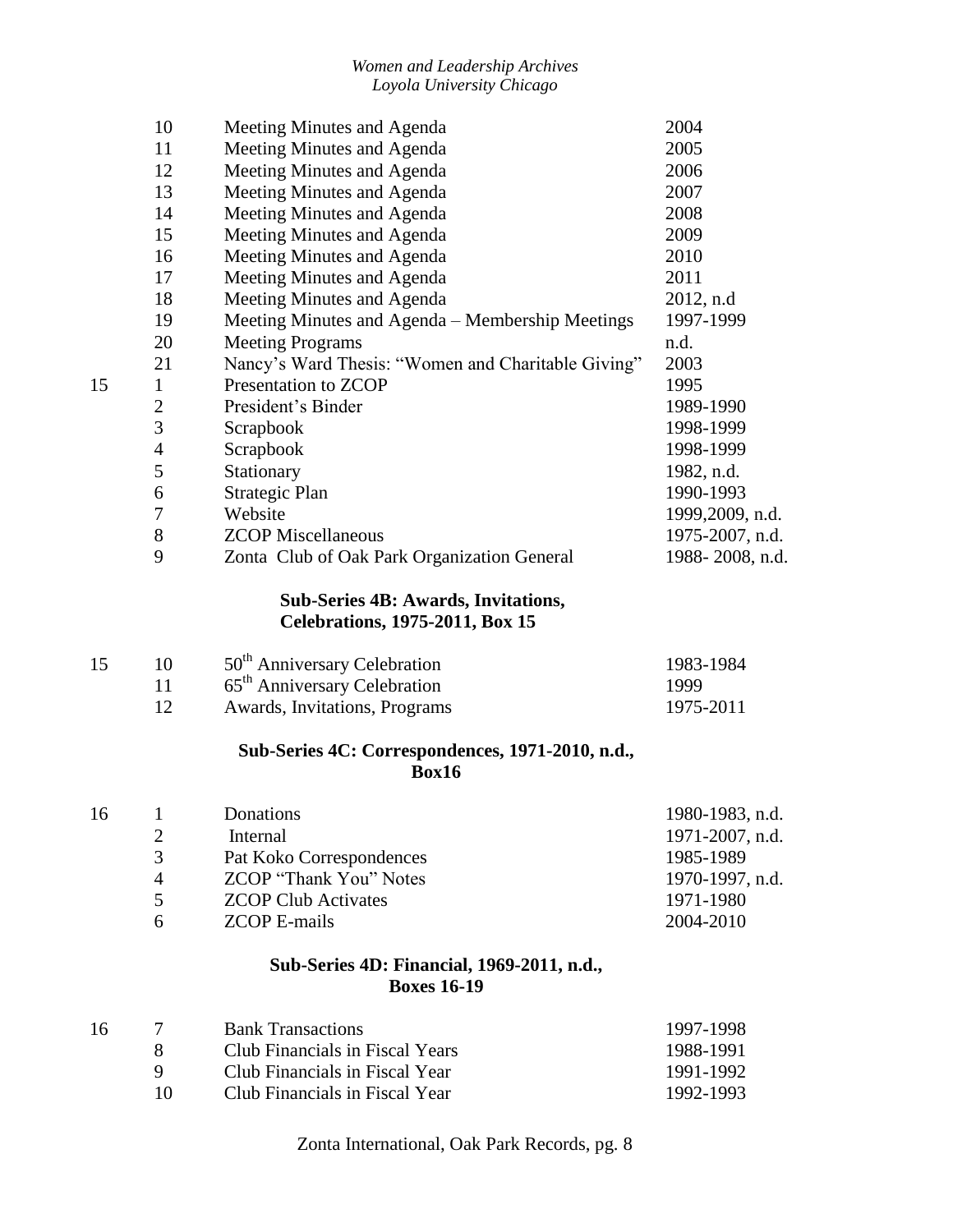| Box | Folder | Title | Date |
|---|---|---|---|
| | 10 | Meeting Minutes and Agenda | 2004 |
| | 11 | Meeting Minutes and Agenda | 2005 |
| | 12 | Meeting Minutes and Agenda | 2006 |
| | 13 | Meeting Minutes and Agenda | 2007 |
| | 14 | Meeting Minutes and Agenda | 2008 |
| | 15 | Meeting Minutes and Agenda | 2009 |
| | 16 | Meeting Minutes and Agenda | 2010 |
| | 17 | Meeting Minutes and Agenda | 2011 |
| | 18 | Meeting Minutes and Agenda | 2012, n.d |
| | 19 | Meeting Minutes and Agenda – Membership Meetings | 1997-1999 |
| | 20 | Meeting Programs | n.d. |
| | 21 | Nancy's Ward Thesis: "Women and Charitable Giving" | 2003 |
| 15 | 1 | Presentation to ZCOP | 1995 |
| | 2 | President's Binder | 1989-1990 |
| | 3 | Scrapbook | 1998-1999 |
| | 4 | Scrapbook | 1998-1999 |
| | 5 | Stationary | 1982, n.d. |
| | 6 | Strategic Plan | 1990-1993 |
| | 7 | Website | 1999,2009, n.d. |
| | 8 | ZCOP Miscellaneous | 1975-2007, n.d. |
| | 9 | Zonta Club of Oak Park Organization General | 1988- 2008, n.d. |

**Sub-Series 4B: Awards, Invitations, Celebrations, 1975-2011, Box 15**

| Box | Folder | Title | Date |
|---|---|---|---|
| 15 | 10 | 50th Anniversary Celebration | 1983-1984 |
| | 11 | 65th Anniversary Celebration | 1999 |
| | 12 | Awards, Invitations, Programs | 1975-2011 |

**Sub-Series 4C: Correspondences, 1971-2010, n.d., Box16**

| Box | Folder | Title | Date |
|---|---|---|---|
| 16 | 1 | Donations | 1980-1983, n.d. |
| | 2 | Internal | 1971-2007, n.d. |
| | 3 | Pat Koko Correspondences | 1985-1989 |
| | 4 | ZCOP "Thank You" Notes | 1970-1997, n.d. |
| | 5 | ZCOP Club Activates | 1971-1980 |
| | 6 | ZCOP E-mails | 2004-2010 |

**Sub-Series 4D: Financial, 1969-2011, n.d., Boxes 16-19**

| Box | Folder | Title | Date |
|---|---|---|---|
| 16 | 7 | Bank Transactions | 1997-1998 |
| | 8 | Club Financials in Fiscal Years | 1988-1991 |
| | 9 | Club Financials in Fiscal Year | 1991-1992 |
| | 10 | Club Financials in Fiscal Year | 1992-1993 |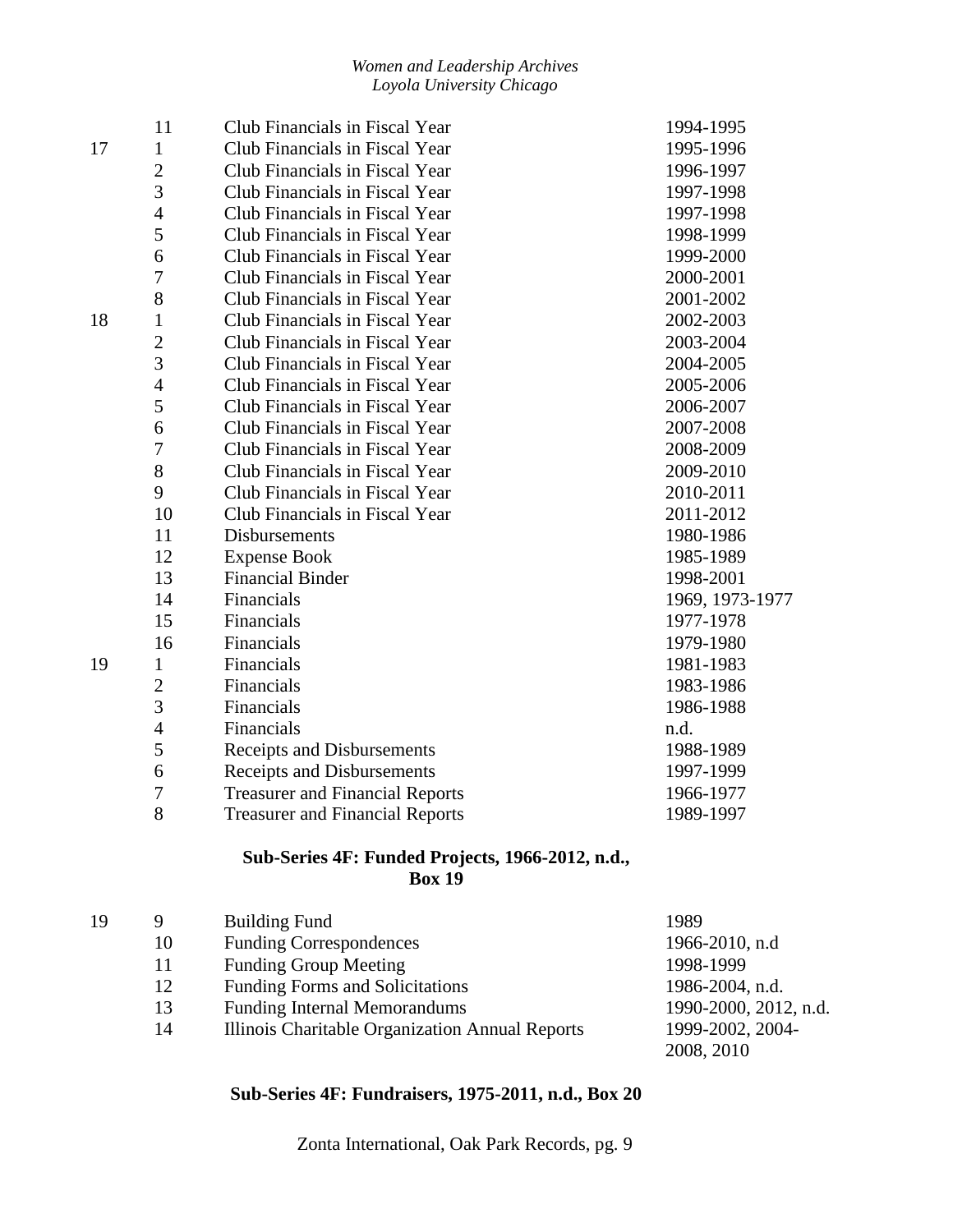| Box | Folder | Title | Date |
|---|---|---|---|
| | 11 | Club Financials in Fiscal Year | 1994-1995 |
| 17 | 1 | Club Financials in Fiscal Year | 1995-1996 |
| | 2 | Club Financials in Fiscal Year | 1996-1997 |
| | 3 | Club Financials in Fiscal Year | 1997-1998 |
| | 4 | Club Financials in Fiscal Year | 1997-1998 |
| | 5 | Club Financials in Fiscal Year | 1998-1999 |
| | 6 | Club Financials in Fiscal Year | 1999-2000 |
| | 7 | Club Financials in Fiscal Year | 2000-2001 |
| | 8 | Club Financials in Fiscal Year | 2001-2002 |
| 18 | 1 | Club Financials in Fiscal Year | 2002-2003 |
| | 2 | Club Financials in Fiscal Year | 2003-2004 |
| | 3 | Club Financials in Fiscal Year | 2004-2005 |
| | 4 | Club Financials in Fiscal Year | 2005-2006 |
| | 5 | Club Financials in Fiscal Year | 2006-2007 |
| | 6 | Club Financials in Fiscal Year | 2007-2008 |
| | 7 | Club Financials in Fiscal Year | 2008-2009 |
| | 8 | Club Financials in Fiscal Year | 2009-2010 |
| | 9 | Club Financials in Fiscal Year | 2010-2011 |
| | 10 | Club Financials in Fiscal Year | 2011-2012 |
| | 11 | Disbursements | 1980-1986 |
| | 12 | Expense Book | 1985-1989 |
| | 13 | Financial Binder | 1998-2001 |
| | 14 | Financials | 1969, 1973-1977 |
| | 15 | Financials | 1977-1978 |
| | 16 | Financials | 1979-1980 |
| 19 | 1 | Financials | 1981-1983 |
| | 2 | Financials | 1983-1986 |
| | 3 | Financials | 1986-1988 |
| | 4 | Financials | n.d. |
| | 5 | Receipts and Disbursements | 1988-1989 |
| | 6 | Receipts and Disbursements | 1997-1999 |
| | 7 | Treasurer and Financial Reports | 1966-1977 |
| | 8 | Treasurer and Financial Reports | 1989-1997 |

**Sub-Series 4F: Funded Projects, 1966-2012, n.d., Box 19**

| Box | Folder | Title | Date |
|---|---|---|---|
| 19 | 9 | Building Fund | 1989 |
| | 10 | Funding Correspondences | 1966-2010, n.d |
| | 11 | Funding Group Meeting | 1998-1999 |
| | 12 | Funding Forms and Solicitations | 1986-2004, n.d. |
| | 13 | Funding Internal Memorandums | 1990-2000, 2012, n.d. |
| | 14 | Illinois Charitable Organization Annual Reports | 1999-2002, 2004-2008, 2010 |

**Sub-Series 4F: Fundraisers, 1975-2011, n.d., Box 20**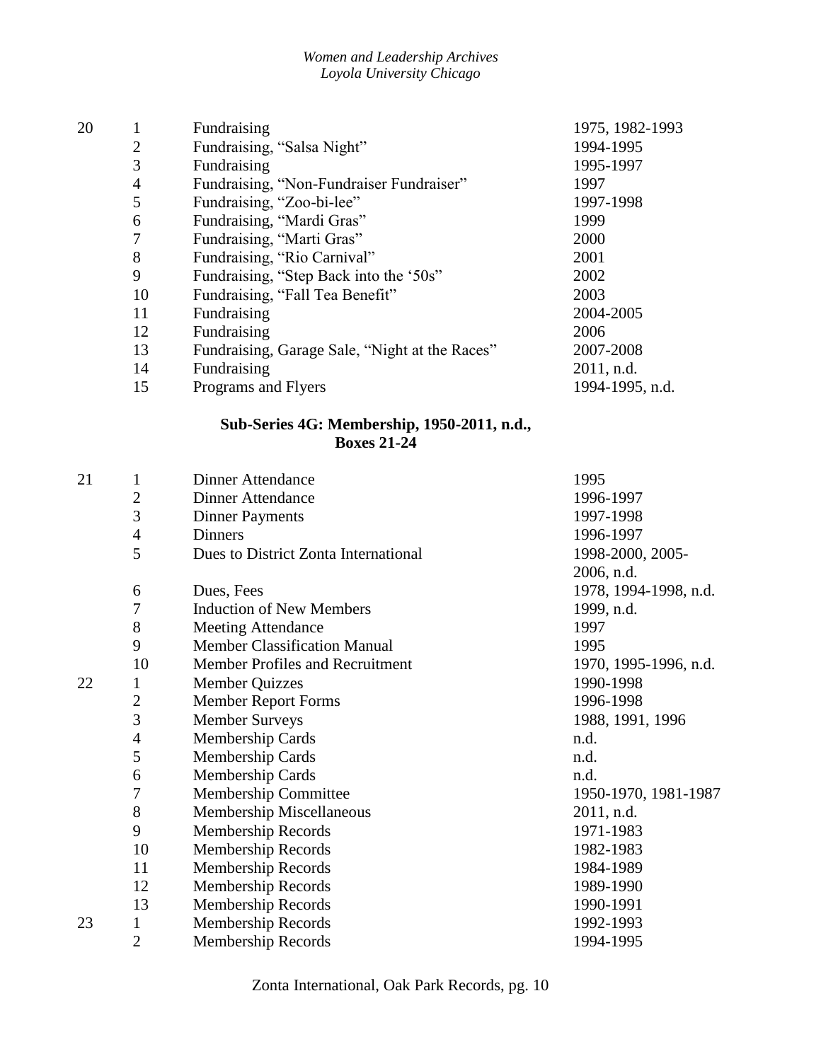| Box | Folder | Title | Date |
|---|---|---|---|
| 20 | 1 | Fundraising | 1975, 1982-1993 |
| | 2 | Fundraising, "Salsa Night" | 1994-1995 |
| | 3 | Fundraising | 1995-1997 |
| | 4 | Fundraising, "Non-Fundraiser Fundraiser" | 1997 |
| | 5 | Fundraising, "Zoo-bi-lee" | 1997-1998 |
| | 6 | Fundraising, "Mardi Gras" | 1999 |
| | 7 | Fundraising, "Marti Gras" | 2000 |
| | 8 | Fundraising, "Rio Carnival" | 2001 |
| | 9 | Fundraising, "Step Back into the '50s" | 2002 |
| | 10 | Fundraising, "Fall Tea Benefit" | 2003 |
| | 11 | Fundraising | 2004-2005 |
| | 12 | Fundraising | 2006 |
| | 13 | Fundraising, Garage Sale, "Night at the Races" | 2007-2008 |
| | 14 | Fundraising | 2011, n.d. |
| | 15 | Programs and Flyers | 1994-1995, n.d. |

**Sub-Series 4G: Membership, 1950-2011, n.d., Boxes 21-24**

| Box | Folder | Title | Date |
|---|---|---|---|
| 21 | 1 | Dinner Attendance | 1995 |
| | 2 | Dinner Attendance | 1996-1997 |
| | 3 | Dinner Payments | 1997-1998 |
| | 4 | Dinners | 1996-1997 |
| | 5 | Dues to District Zonta International | 1998-2000, 2005-2006, n.d. |
| | 6 | Dues, Fees | 1978, 1994-1998, n.d. |
| | 7 | Induction of New Members | 1999, n.d. |
| | 8 | Meeting Attendance | 1997 |
| | 9 | Member Classification Manual | 1995 |
| | 10 | Member Profiles and Recruitment | 1970, 1995-1996, n.d. |
| 22 | 1 | Member Quizzes | 1990-1998 |
| | 2 | Member Report Forms | 1996-1998 |
| | 3 | Member Surveys | 1988, 1991, 1996 |
| | 4 | Membership Cards | n.d. |
| | 5 | Membership Cards | n.d. |
| | 6 | Membership Cards | n.d. |
| | 7 | Membership Committee | 1950-1970, 1981-1987 |
| | 8 | Membership Miscellaneous | 2011, n.d. |
| | 9 | Membership Records | 1971-1983 |
| | 10 | Membership Records | 1982-1983 |
| | 11 | Membership Records | 1984-1989 |
| | 12 | Membership Records | 1989-1990 |
| | 13 | Membership Records | 1990-1991 |
| 23 | 1 | Membership Records | 1992-1993 |
| | 2 | Membership Records | 1994-1995 |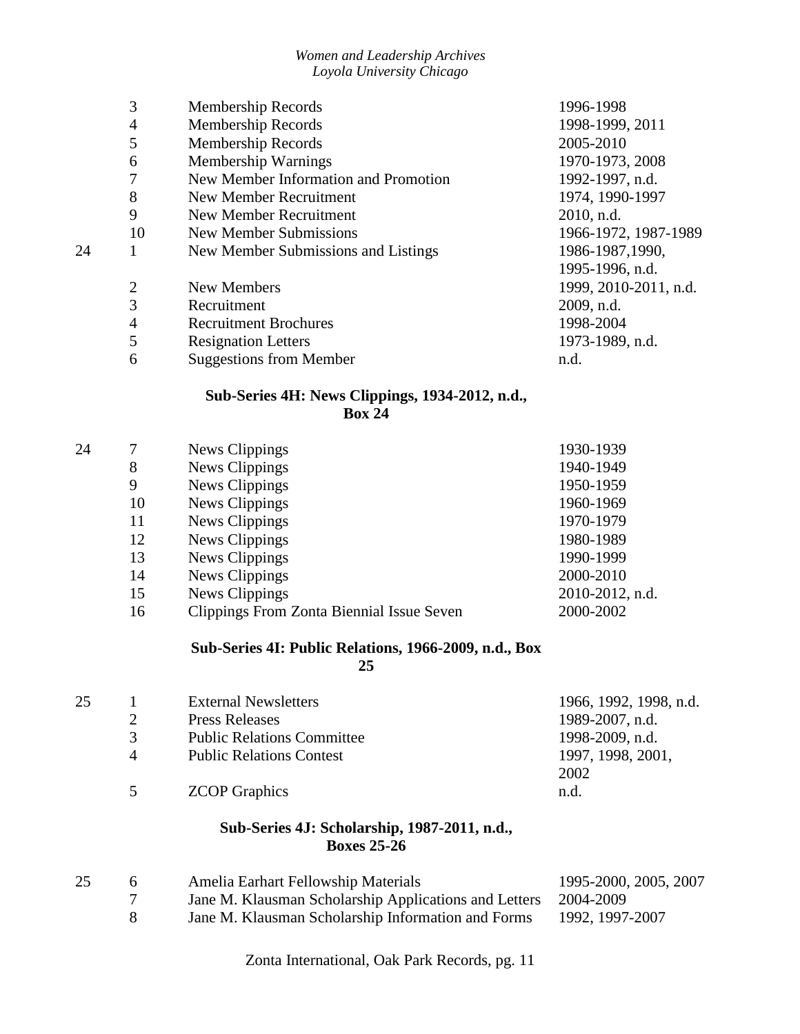| Box | Folder | Title | Date |
|---|---|---|---|
| | 3 | Membership Records | 1996-1998 |
| | 4 | Membership Records | 1998-1999, 2011 |
| | 5 | Membership Records | 2005-2010 |
| | 6 | Membership Warnings | 1970-1973, 2008 |
| | 7 | New Member Information and Promotion | 1992-1997, n.d. |
| | 8 | New Member Recruitment | 1974, 1990-1997 |
| | 9 | New Member Recruitment | 2010, n.d. |
| | 10 | New Member Submissions | 1966-1972, 1987-1989 |
| 24 | 1 | New Member Submissions and Listings | 1986-1987,1990, 1995-1996, n.d. |
| | 2 | New Members | 1999, 2010-2011, n.d. |
| | 3 | Recruitment | 2009, n.d. |
| | 4 | Recruitment Brochures | 1998-2004 |
| | 5 | Resignation Letters | 1973-1989, n.d. |
| | 6 | Suggestions from Member | n.d. |

**Sub-Series 4H: News Clippings, 1934-2012, n.d., Box 24**

| Box | Folder | Title | Date |
|---|---|---|---|
| 24 | 7 | News Clippings | 1930-1939 |
| | 8 | News Clippings | 1940-1949 |
| | 9 | News Clippings | 1950-1959 |
| | 10 | News Clippings | 1960-1969 |
| | 11 | News Clippings | 1970-1979 |
| | 12 | News Clippings | 1980-1989 |
| | 13 | News Clippings | 1990-1999 |
| | 14 | News Clippings | 2000-2010 |
| | 15 | News Clippings | 2010-2012, n.d. |
| | 16 | Clippings From Zonta Biennial Issue Seven | 2000-2002 |

**Sub-Series 4I: Public Relations, 1966-2009, n.d., Box 25**

| Box | Folder | Title | Date |
|---|---|---|---|
| 25 | 1 | External Newsletters | 1966, 1992, 1998, n.d. |
| | 2 | Press Releases | 1989-2007, n.d. |
| | 3 | Public Relations Committee | 1998-2009, n.d. |
| | 4 | Public Relations Contest | 1997, 1998, 2001, 2002 |
| | 5 | ZCOP Graphics | n.d. |

**Sub-Series 4J: Scholarship, 1987-2011, n.d., Boxes 25-26**

| Box | Folder | Title | Date |
|---|---|---|---|
| 25 | 6 | Amelia Earhart Fellowship Materials | 1995-2000, 2005, 2007 |
| | 7 | Jane M. Klausman Scholarship Applications and Letters | 2004-2009 |
| | 8 | Jane M. Klausman Scholarship Information and Forms | 1992, 1997-2007 |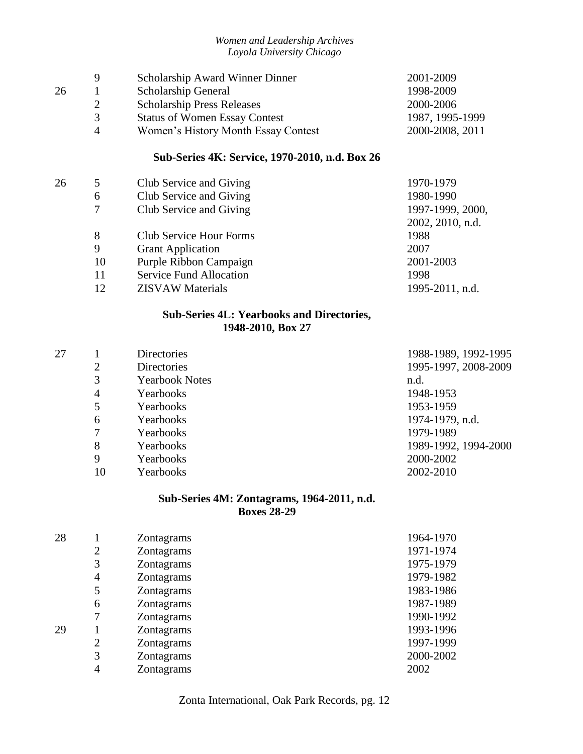| Box | Folder | Title | Date |
|---|---|---|---|
| | 9 | Scholarship Award Winner Dinner | 2001-2009 |
| 26 | 1 | Scholarship General | 1998-2009 |
| | 2 | Scholarship Press Releases | 2000-2006 |
| | 3 | Status of Women Essay Contest | 1987, 1995-1999 |
| | 4 | Women's History Month Essay Contest | 2000-2008, 2011 |

### Sub-Series 4K: Service, 1970-2010, n.d. Box 26

| Box | Folder | Title | Date |
|---|---|---|---|
| 26 | 5 | Club Service and Giving | 1970-1979 |
| | 6 | Club Service and Giving | 1980-1990 |
| | 7 | Club Service and Giving | 1997-1999, 2000, 2002, 2010, n.d. |
| | 8 | Club Service Hour Forms | 1988 |
| | 9 | Grant Application | 2007 |
| | 10 | Purple Ribbon Campaign | 2001-2003 |
| | 11 | Service Fund Allocation | 1998 |
| | 12 | ZISVAW Materials | 1995-2011, n.d. |

### Sub-Series 4L: Yearbooks and Directories, 1948-2010, Box 27

| Box | Folder | Title | Date |
|---|---|---|---|
| 27 | 1 | Directories | 1988-1989, 1992-1995 |
| | 2 | Directories | 1995-1997, 2008-2009 |
| | 3 | Yearbook Notes | n.d. |
| | 4 | Yearbooks | 1948-1953 |
| | 5 | Yearbooks | 1953-1959 |
| | 6 | Yearbooks | 1974-1979, n.d. |
| | 7 | Yearbooks | 1979-1989 |
| | 8 | Yearbooks | 1989-1992, 1994-2000 |
| | 9 | Yearbooks | 2000-2002 |
| | 10 | Yearbooks | 2002-2010 |

### Sub-Series 4M: Zontagrams, 1964-2011, n.d. Boxes 28-29

| Box | Folder | Title | Date |
|---|---|---|---|
| 28 | 1 | Zontagrams | 1964-1970 |
| | 2 | Zontagrams | 1971-1974 |
| | 3 | Zontagrams | 1975-1979 |
| | 4 | Zontagrams | 1979-1982 |
| | 5 | Zontagrams | 1983-1986 |
| | 6 | Zontagrams | 1987-1989 |
| | 7 | Zontagrams | 1990-1992 |
| 29 | 1 | Zontagrams | 1993-1996 |
| | 2 | Zontagrams | 1997-1999 |
| | 3 | Zontagrams | 2000-2002 |
| | 4 | Zontagrams | 2002 |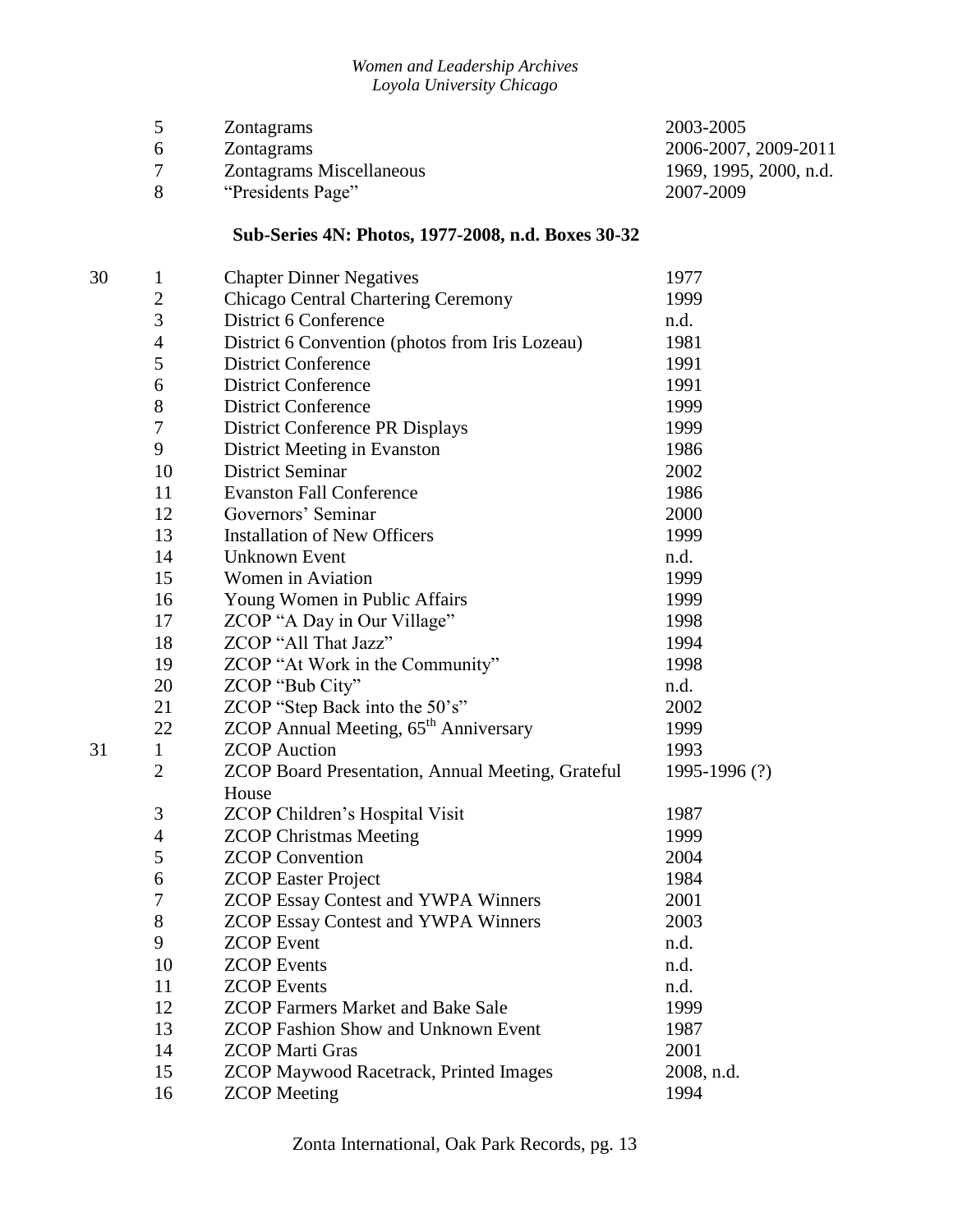| Box | Folder | Title | Date |
|---|---|---|---|
| | 5 | Zontagrams | 2003-2005 |
| | 6 | Zontagrams | 2006-2007, 2009-2011 |
| | 7 | Zontagrams Miscellaneous | 1969, 1995, 2000, n.d. |
| | 8 | "Presidents Page" | 2007-2009 |

### Sub-Series 4N: Photos, 1977-2008, n.d. Boxes 30-32

| Box | Folder | Title | Date |
|---|---|---|---|
| 30 | 1 | Chapter Dinner Negatives | 1977 |
| | 2 | Chicago Central Chartering Ceremony | 1999 |
| | 3 | District 6 Conference | n.d. |
| | 4 | District 6 Convention (photos from Iris Lozeau) | 1981 |
| | 5 | District Conference | 1991 |
| | 6 | District Conference | 1991 |
| | 8 | District Conference | 1999 |
| | 7 | District Conference PR Displays | 1999 |
| | 9 | District Meeting in Evanston | 1986 |
| | 10 | District Seminar | 2002 |
| | 11 | Evanston Fall Conference | 1986 |
| | 12 | Governors' Seminar | 2000 |
| | 13 | Installation of New Officers | 1999 |
| | 14 | Unknown Event | n.d. |
| | 15 | Women in Aviation | 1999 |
| | 16 | Young Women in Public Affairs | 1999 |
| | 17 | ZCOP "A Day in Our Village" | 1998 |
| | 18 | ZCOP "All That Jazz" | 1994 |
| | 19 | ZCOP "At Work in the Community" | 1998 |
| | 20 | ZCOP "Bub City" | n.d. |
| | 21 | ZCOP "Step Back into the 50's" | 2002 |
| | 22 | ZCOP Annual Meeting, 65th Anniversary | 1999 |
| 31 | 1 | ZCOP Auction | 1993 |
| | 2 | ZCOP Board Presentation, Annual Meeting, Grateful House | 1995-1996 (?) |
| | 3 | ZCOP Children's Hospital Visit | 1987 |
| | 4 | ZCOP Christmas Meeting | 1999 |
| | 5 | ZCOP Convention | 2004 |
| | 6 | ZCOP Easter Project | 1984 |
| | 7 | ZCOP Essay Contest and YWPA Winners | 2001 |
| | 8 | ZCOP Essay Contest and YWPA Winners | 2003 |
| | 9 | ZCOP Event | n.d. |
| | 10 | ZCOP Events | n.d. |
| | 11 | ZCOP Events | n.d. |
| | 12 | ZCOP Farmers Market and Bake Sale | 1999 |
| | 13 | ZCOP Fashion Show and Unknown Event | 1987 |
| | 14 | ZCOP Marti Gras | 2001 |
| | 15 | ZCOP Maywood Racetrack, Printed Images | 2008, n.d. |
| | 16 | ZCOP Meeting | 1994 |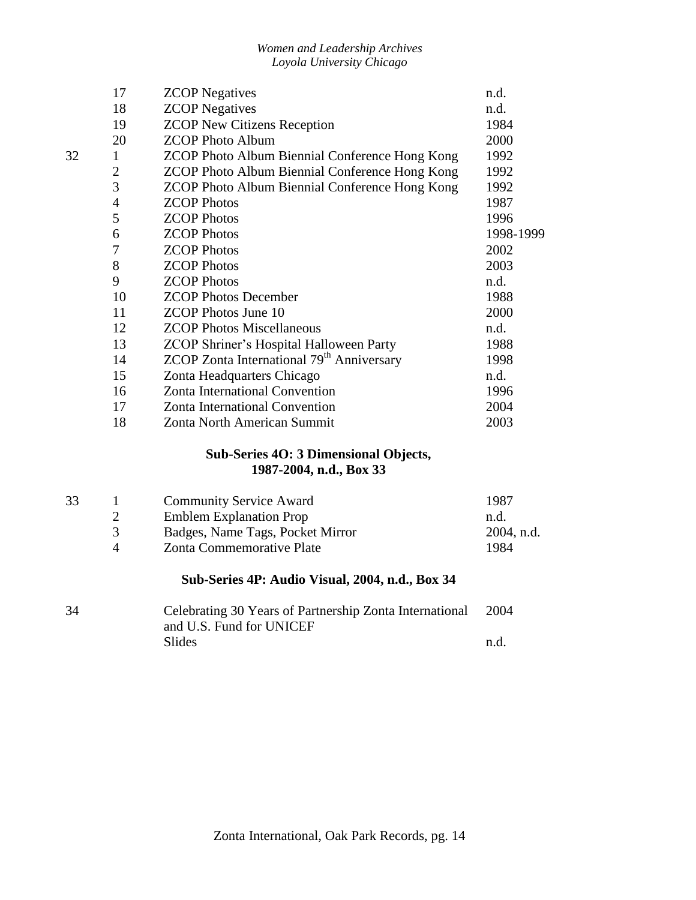| | | | |
|---|---|---|---|
| | 17 | ZCOP Negatives | n.d. |
| | 18 | ZCOP Negatives | n.d. |
| | 19 | ZCOP New Citizens Reception | 1984 |
| | 20 | ZCOP Photo Album | 2000 |
| 32 | 1 | ZCOP Photo Album Biennial Conference Hong Kong | 1992 |
| | 2 | ZCOP Photo Album Biennial Conference Hong Kong | 1992 |
| | 3 | ZCOP Photo Album Biennial Conference Hong Kong | 1992 |
| | 4 | ZCOP Photos | 1987 |
| | 5 | ZCOP Photos | 1996 |
| | 6 | ZCOP Photos | 1998-1999 |
| | 7 | ZCOP Photos | 2002 |
| | 8 | ZCOP Photos | 2003 |
| | 9 | ZCOP Photos | n.d. |
| | 10 | ZCOP Photos December | 1988 |
| | 11 | ZCOP Photos June 10 | 2000 |
| | 12 | ZCOP Photos Miscellaneous | n.d. |
| | 13 | ZCOP Shriner's Hospital Halloween Party | 1988 |
| | 14 | ZCOP Zonta International 79th Anniversary | 1998 |
| | 15 | Zonta Headquarters Chicago | n.d. |
| | 16 | Zonta International Convention | 1996 |
| | 17 | Zonta International Convention | 2004 |
| | 18 | Zonta North American Summit | 2003 |

### Sub-Series 4O: 3 Dimensional Objects, 1987-2004, n.d., Box 33

| | | | |
|---|---|---|---|
| 33 | 1 | Community Service Award | 1987 |
| | 2 | Emblem Explanation Prop | n.d. |
| | 3 | Badges, Name Tags, Pocket Mirror | 2004, n.d. |
| | 4 | Zonta Commemorative Plate | 1984 |

### Sub-Series 4P: Audio Visual, 2004, n.d., Box 34

| | | | |
|---|---|---|---|
| 34 | | Celebrating 30 Years of Partnership Zonta International and U.S. Fund for UNICEF | 2004 |
| | | Slides | n.d. |